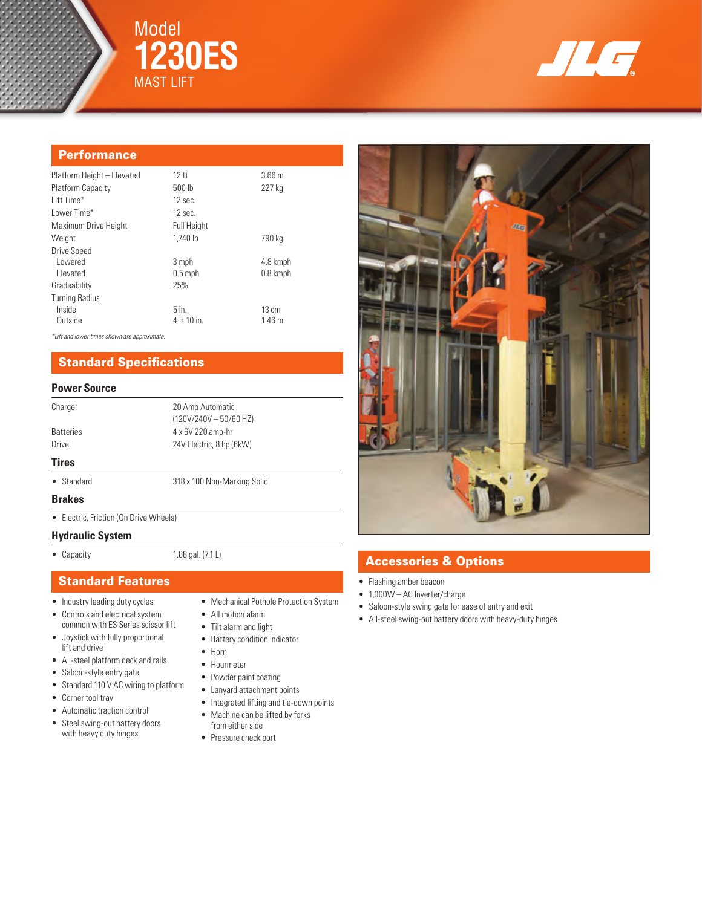# Model 1230ES MAST LIFT

JLG

## Performance

| | | |
|---|---|---|
| Platform Height – Elevated | 12 ft | 3.66 m |
| Platform Capacity | 500 lb | 227 kg |
| Lift Time* | 12 sec. | |
| Lower Time* | 12 sec. | |
| Maximum Drive Height | Full Height | |
| Weight | 1,740 lb | 790 kg |
| Drive Speed | | |
| Lowered | 3 mph | 4.8 kmph |
| Elevated | 0.5 mph | 0.8 kmph |
| Gradeability | 25% | |
| Turning Radius | | |
| Inside | 5 in. | 13 cm |
| Outside | 4 ft 10 in. | 1.46 m |

*\*Lift and lower times shown are approximate.*

## Standard Specifications

### Power Source

| | |
|---|---|
| Charger | 20 Amp Automatic (120V/240V – 50/60 HZ) |
| Batteries | 4 x 6V 220 amp-hr |
| Drive | 24V Electric, 8 hp (6kW) |

### Tires

- Standard — 318 x 100 Non-Marking Solid

### Brakes

- Electric, Friction (On Drive Wheels)

### Hydraulic System

- Capacity — 1.88 gal. (7.1 L)

## Standard Features

- Industry leading duty cycles
- Controls and electrical system common with ES Series scissor lift
- Joystick with fully proportional lift and drive
- All-steel platform deck and rails
- Saloon-style entry gate
- Standard 110 V AC wiring to platform
- Corner tool tray
- Automatic traction control
- Steel swing-out battery doors with heavy duty hinges
- Mechanical Pothole Protection System
- All motion alarm
- Tilt alarm and light
- Battery condition indicator
- Horn
- Hourmeter
- Powder paint coating
- Lanyard attachment points
- Integrated lifting and tie-down points
- Machine can be lifted by forks from either side
- Pressure check port

## Accessories & Options

- Flashing amber beacon
- 1,000W – AC Inverter/charge
- Saloon-style swing gate for ease of entry and exit
- All-steel swing-out battery doors with heavy-duty hinges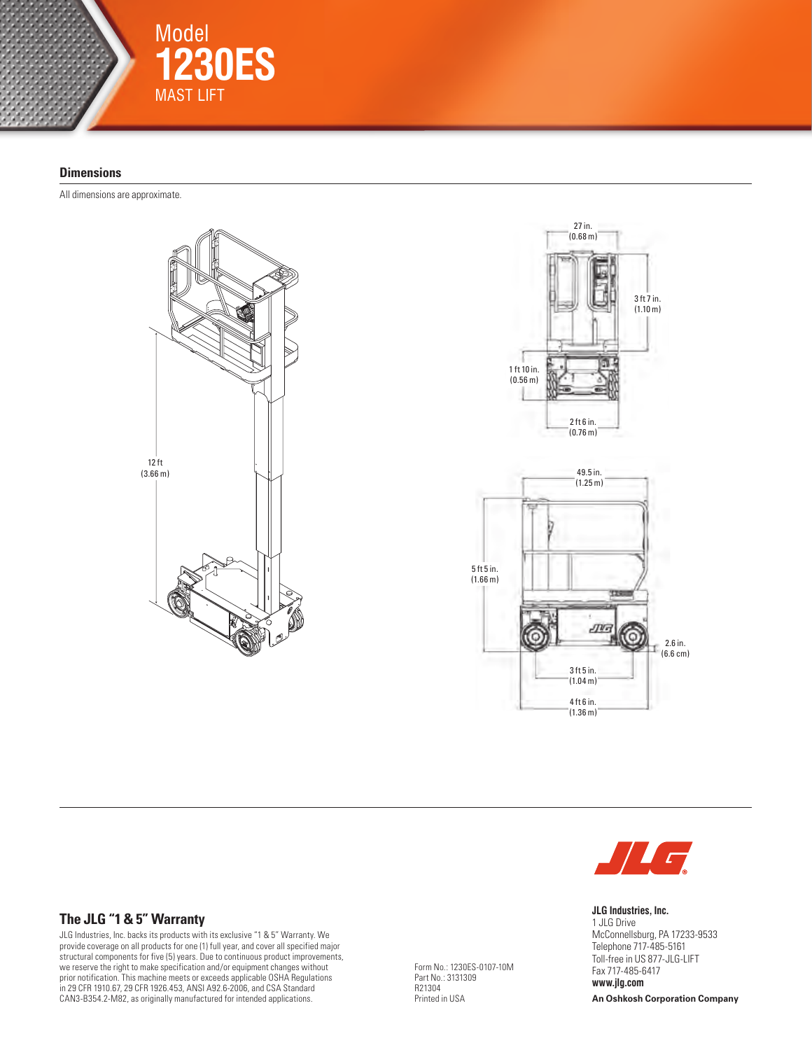# Model 1230ES MAST LIFT

## Dimensions

All dimensions are approximate.

12 ft
(3.66 m)

27 in.
(0.68 m)

3 ft 7 in.
(1.10 m)

1 ft 10 in.
(0.56 m)

2 ft 6 in.
(0.76 m)

49.5 in.
(1.25 m)

5 ft 5 in.
(1.66 m)

2.6 in.
(6.6 cm)

3 ft 5 in.
(1.04 m)

4 ft 6 in.
(1.36 m)

## The JLG "1 & 5" Warranty

JLG Industries, Inc. backs its products with its exclusive "1 & 5" Warranty. We provide coverage on all products for one (1) full year, and cover all specified major structural components for five (5) years. Due to continuous product improvements, we reserve the right to make specification and/or equipment changes without prior notification. This machine meets or exceeds applicable OSHA Regulations in 29 CFR 1910.67, 29 CFR 1926.453, ANSI A92.6-2006, and CSA Standard CAN3-B354.2-M82, as originally manufactured for intended applications.

Form No.: 1230ES-0107-10M
Part No.: 3131309
R21304
Printed in USA

**JLG Industries, Inc.**
1 JLG Drive
McConnellsburg, PA 17233-9533
Telephone 717-485-5161
Toll-free in US 877-JLG-LIFT
Fax 717-485-6417
**www.jlg.com**

**An Oshkosh Corporation Company**